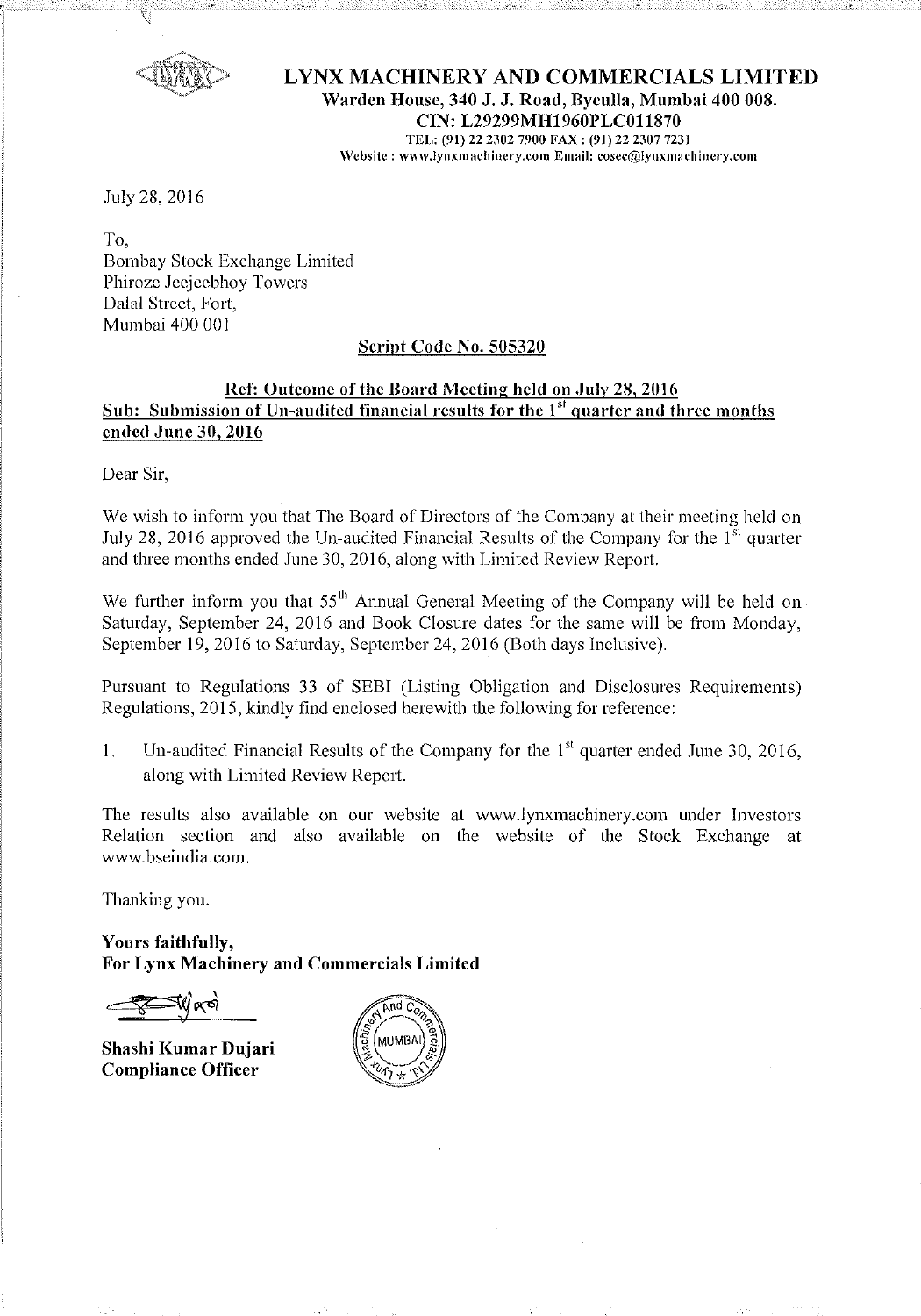# LYNX MACHINERY AND COMMERCIALS LIMITED

**Warden House, 340 J. J. Road, Byculla, Mumbai 400 008.**
**CIN: L29299MH1960PLC011870**
TEL: (91) 22 2302 7900 FAX : (91) 22 2307 7231
Website : www.lynxmachinery.com Email: cosec@lynxmachinery.com

July 28, 2016

To,
Bombay Stock Exchange Limited
Phiroze Jeejeebhoy Towers
Dalal Street, Fort,
Mumbai 400 001

**Script Code No. 505320**

**Ref: Outcome of the Board Meeting held on July 28, 2016**
**Sub: Submission of Un-audited financial results for the 1st quarter and three months ended June 30, 2016**

Dear Sir,

We wish to inform you that The Board of Directors of the Company at their meeting held on July 28, 2016 approved the Un-audited Financial Results of the Company for the 1st quarter and three months ended June 30, 2016, along with Limited Review Report.

We further inform you that 55th Annual General Meeting of the Company will be held on Saturday, September 24, 2016 and Book Closure dates for the same will be from Monday, September 19, 2016 to Saturday, September 24, 2016 (Both days Inclusive).

Pursuant to Regulations 33 of SEBI (Listing Obligation and Disclosures Requirements) Regulations, 2015, kindly find enclosed herewith the following for reference:

1. Un-audited Financial Results of the Company for the 1st quarter ended June 30, 2016, along with Limited Review Report.

The results also available on our website at www.lynxmachinery.com under Investors Relation section and also available on the website of the Stock Exchange at www.bseindia.com.

Thanking you.

**Yours faithfully,**
**For Lynx Machinery and Commercials Limited**

**Shashi Kumar Dujari**
**Compliance Officer**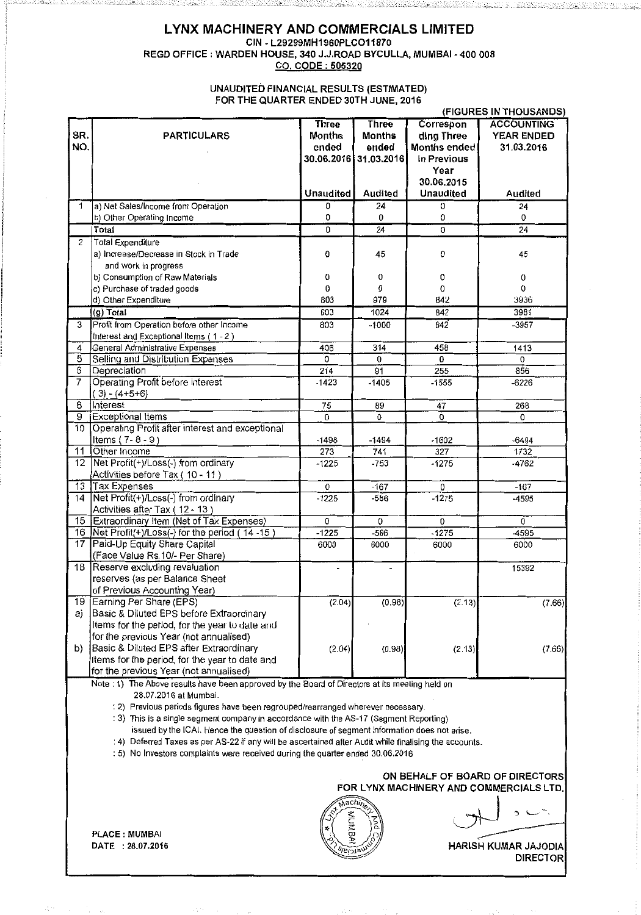# LYNX MACHINERY AND COMMERCIALS LIMITED

CIN - L29299MH1960PLCO11870

REGD OFFICE : WARDEN HOUSE, 340 J.J.ROAD BYCULLA, MUMBAI - 400 008

CO. CODE : 505320

## UNAUDITED FINANCIAL RESULTS (ESTIMATED) FOR THE QUARTER ENDED 30TH JUNE, 2016

(FIGURES IN THOUSANDS)

| SR. NO. | PARTICULARS | Three Months ended 30.06.2016 | Three Months ended 31.03.2016 | Corresponding Three Months ended in Previous Year 30.06.2015 | ACCOUNTING YEAR ENDED 31.03.2016 |
|---|---|---|---|---|---|
| | | Unaudited | Audited | Unaudited | Audited |
| 1 | a) Net Sales/Income from Operation | 0 | 24 | 0 | 24 |
| | b) Other Operating Income | 0 | 0 | 0 | 0 |
| | Total | 0 | 24 | 0 | 24 |
| 2 | Total Expenditure | | | | |
| | a) Increase/Decrease in Stock in Trade and work in progress | 0 | 45 | 0 | 45 |
| | b) Consumption of Raw Materials | 0 | 0 | 0 | 0 |
| | c) Purchase of traded goods | 0 | 0 | 0 | 0 |
| | d) Other Expenditure | 803 | 979 | 842 | 3936 |
| | (g) Total | 803 | 1024 | 842 | 3981 |
| 3 | Profit from Operation before other Income Interest and Exceptional Items ( 1 - 2 ) | 803 | -1000 | 842 | -3957 |
| 4 | General Administrative Expenses | 406 | 314 | 458 | 1413 |
| 5 | Selling and Distribution Expenses | 0 | 0 | 0 | 0 |
| 6 | Depreciation | 214 | 91 | 255 | 856 |
| 7 | Operating Profit before Interest ( 3) - (4+5+6) | -1423 | -1405 | -1555 | -6226 |
| 8 | Interest | 75 | 89 | 47 | 268 |
| 9 | Exceptional Items | 0 | 0 | 0 | 0 |
| 10 | Operating Profit after interest and exceptional Items ( 7 - 8 - 9 ) | -1498 | -1494 | -1602 | -6494 |
| 11 | Other Income | 273 | 741 | 327 | 1732 |
| 12 | Net Profit(+)/Loss(-) from ordinary Activities before Tax ( 10 - 11 ) | -1225 | -753 | -1275 | -4762 |
| 13 | Tax Expenses | 0 | -167 | 0 | -167 |
| 14 | Net Profit(+)/Loss(-) from ordinary Activities after Tax ( 12 - 13 ) | -1225 | -586 | -1275 | -4595 |
| 15 | Extraordinary Item (Net of Tax Expenses) | 0 | 0 | 0 | 0 |
| 16 | Net Profit(+)/Loss(-) for the period ( 14 -15 ) | -1225 | -586 | -1275 | -4595 |
| 17 | Paid-Up Equity Share Capital (Face Value Rs.10/- Per Share) | 6000 | 6000 | 6000 | 6000 |
| 18 | Reserve excluding revaluation reserves (as per Balance Sheet of Previous Accounting Year) | - | - | | 15392 |
| 19 | Earning Per Share (EPS) | | | | |
| a) | Basic & Diluted EPS before Extraordinary Items for the period, for the year to date and for the previous Year (not annualised) | (2.04) | (0.98) | (2.13) | (7.66) |
| b) | Basic & Diluted EPS after Extraordinary Items for the period, for the year to date and for the previous Year (not annualised) | (2.04) | (0.98) | (2.13) | (7.66) |

Note : 1) The Above results have been approved by the Board of Directors at its meeting held on 28.07.2016 at Mumbai.

: 2) Previous periods figures have been regrouped/rearranged wherever necessary.

: 3) This is a single segment company in accordance with the AS-17 (Segment Reporting) issued by the ICAI. Hence the question of disclosure of segment information does not arise.

: 4) Deferred Taxes as per AS-22 if any will be ascertained after Audit while finalising the accounts.

: 5) No Investors complaints were received during the quarter ended 30.06.2016

**ON BEHALF OF BOARD OF DIRECTORS FOR LYNX MACHINERY AND COMMERCIALS LTD.**

PLACE : MUMBAI

DATE : 28.07.2016

**HARISH KUMAR JAJODIA**

**DIRECTOR**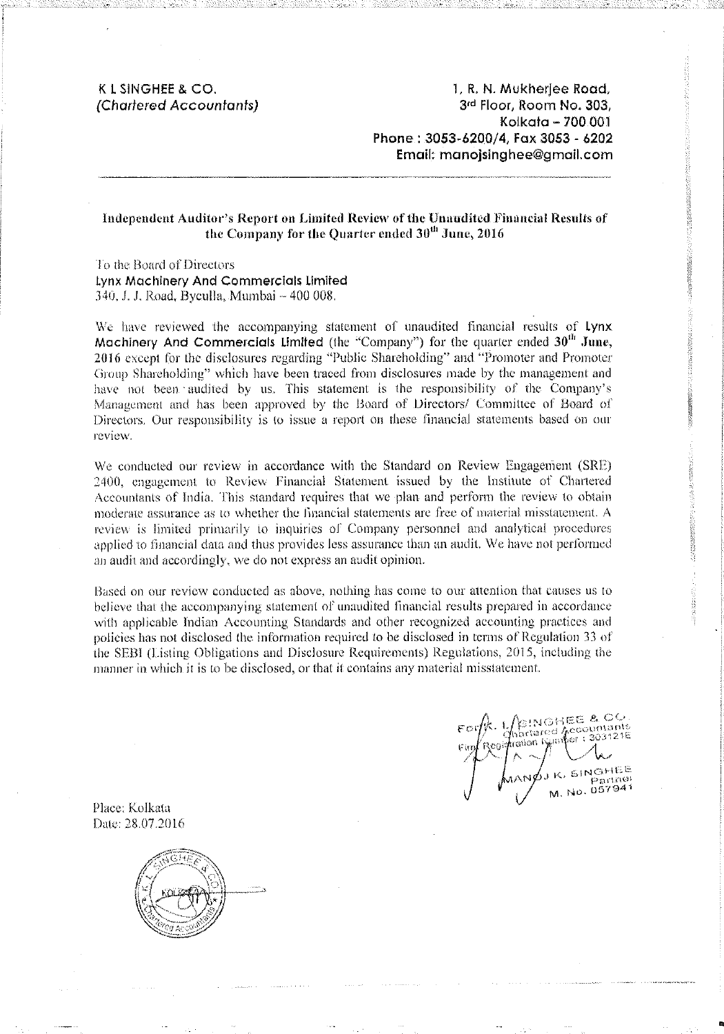K L SINGHEE & CO.
*(Chartered Accountants)*

1, R. N. Mukherjee Road,
3rd Floor, Room No. 303,
Kolkata – 700 001
Phone : 3053-6200/4, Fax 3053 - 6202
Email: manojsinghee@gmail.com

## Independent Auditor's Report on Limited Review of the Unaudited Financial Results of the Company for the Quarter ended 30th June, 2016

To the Board of Directors
**Lynx Machinery And Commercials Limited**
340, J. J. Road, Byculla, Mumbai – 400 008.

We have reviewed the accompanying statement of unaudited financial results of **Lynx Machinery And Commercials Limited** (the "Company") for the quarter ended **30th June, 2016** except for the disclosures regarding "Public Shareholding" and "Promoter and Promoter Group Shareholding" which have been traced from disclosures made by the management and have not been audited by us. This statement is the responsibility of the Company's Management and has been approved by the Board of Directors/ Committee of Board of Directors. Our responsibility is to issue a report on these financial statements based on our review.

We conducted our review in accordance with the Standard on Review Engagement (SRE) 2400, engagement to Review Financial Statement issued by the Institute of Chartered Accountants of India. This standard requires that we plan and perform the review to obtain moderate assurance as to whether the financial statements are free of material misstatement. A review is limited primarily to inquiries of Company personnel and analytical procedures applied to financial data and thus provides less assurance than an audit. We have not performed an audit and accordingly, we do not express an audit opinion.

Based on our review conducted as above, nothing has come to our attention that causes us to believe that the accompanying statement of unaudited financial results prepared in accordance with applicable Indian Accounting Standards and other recognized accounting practices and policies has not disclosed the information required to be disclosed in terms of Regulation 33 of the SEBI (Listing Obligations and Disclosure Requirements) Regulations, 2015, including the manner in which it is to be disclosed, or that it contains any material misstatement.

For K. L. SINGHEE & CO.
Chartered Accountants
Firm Registration Number : 303121E

MANOJ K. SINGHEE
Partner
M. No. 057941

Place: Kolkata
Date: 28.07.2016